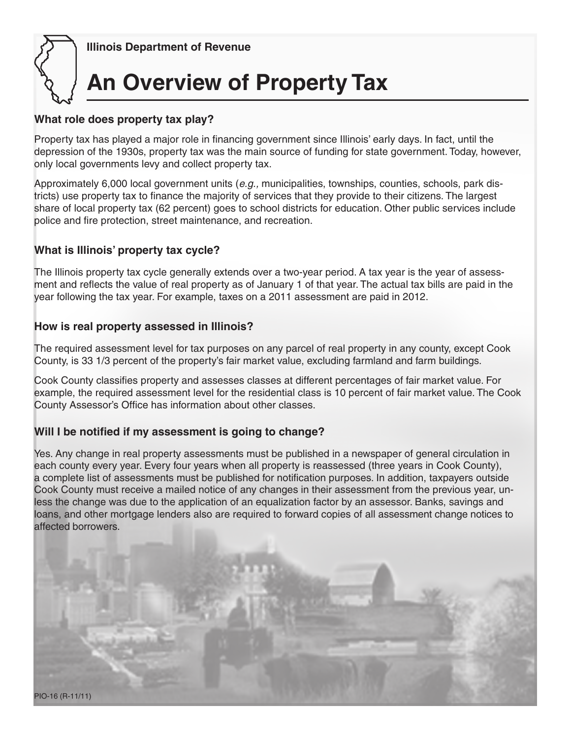Illinois Department of Revenue

# An Overview of Property Tax

## What role does property tax play?

Property tax has played a major role in financing government since Illinois' early days. In fact, until the depression of the 1930s, property tax was the main source of funding for state government. Today, however, only local governments levy and collect property tax.

Approximately 6,000 local government units (*e.g.,* municipalities, townships, counties, schools, park districts) use property tax to finance the majority of services that they provide to their citizens. The largest share of local property tax (62 percent) goes to school districts for education. Other public services include police and fire protection, street maintenance, and recreation.

## What is Illinois' property tax cycle?

The Illinois property tax cycle generally extends over a two-year period. A tax year is the year of assessment and reflects the value of real property as of January 1 of that year. The actual tax bills are paid in the year following the tax year. For example, taxes on a 2011 assessment are paid in 2012.

## How is real property assessed in Illinois?

The required assessment level for tax purposes on any parcel of real property in any county, except Cook County, is 33 1/3 percent of the property's fair market value, excluding farmland and farm buildings.

Cook County classifies property and assesses classes at different percentages of fair market value. For example, the required assessment level for the residential class is 10 percent of fair market value. The Cook County Assessor's Office has information about other classes.

## Will I be notified if my assessment is going to change?

Yes. Any change in real property assessments must be published in a newspaper of general circulation in each county every year. Every four years when all property is reassessed (three years in Cook County), a complete list of assessments must be published for notification purposes. In addition, taxpayers outside Cook County must receive a mailed notice of any changes in their assessment from the previous year, unless the change was due to the application of an equalization factor by an assessor. Banks, savings and loans, and other mortgage lenders also are required to forward copies of all assessment change notices to affected borrowers.

PIO-16 (R-11/11)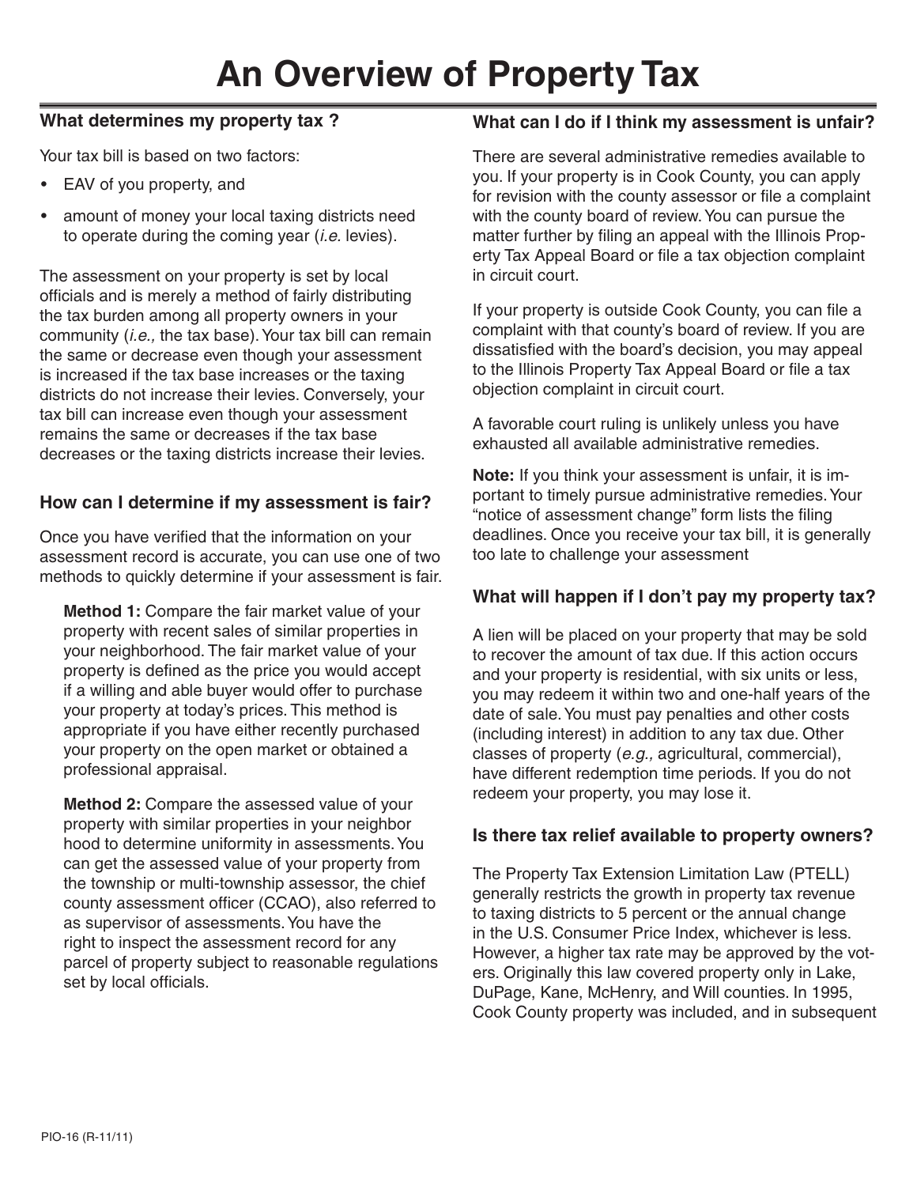# An Overview of Property Tax

## What determines my property tax ?

Your tax bill is based on two factors:

- EAV of you property, and
- amount of money your local taxing districts need to operate during the coming year (*i.e.* levies).

The assessment on your property is set by local officials and is merely a method of fairly distributing the tax burden among all property owners in your community (*i.e.,* the tax base). Your tax bill can remain the same or decrease even though your assessment is increased if the tax base increases or the taxing districts do not increase their levies. Conversely, your tax bill can increase even though your assessment remains the same or decreases if the tax base decreases or the taxing districts increase their levies.

## How can I determine if my assessment is fair?

Once you have verified that the information on your assessment record is accurate, you can use one of two methods to quickly determine if your assessment is fair.

**Method 1:** Compare the fair market value of your property with recent sales of similar properties in your neighborhood. The fair market value of your property is defined as the price you would accept if a willing and able buyer would offer to purchase your property at today's prices. This method is appropriate if you have either recently purchased your property on the open market or obtained a professional appraisal.

**Method 2:** Compare the assessed value of your property with similar properties in your neighbor hood to determine uniformity in assessments. You can get the assessed value of your property from the township or multi-township assessor, the chief county assessment officer (CCAO), also referred to as supervisor of assessments. You have the right to inspect the assessment record for any parcel of property subject to reasonable regulations set by local officials.

## What can I do if I think my assessment is unfair?

There are several administrative remedies available to you. If your property is in Cook County, you can apply for revision with the county assessor or file a complaint with the county board of review. You can pursue the matter further by filing an appeal with the Illinois Property Tax Appeal Board or file a tax objection complaint in circuit court.

If your property is outside Cook County, you can file a complaint with that county's board of review. If you are dissatisfied with the board's decision, you may appeal to the Illinois Property Tax Appeal Board or file a tax objection complaint in circuit court.

A favorable court ruling is unlikely unless you have exhausted all available administrative remedies.

**Note:** If you think your assessment is unfair, it is important to timely pursue administrative remedies. Your "notice of assessment change" form lists the filing deadlines. Once you receive your tax bill, it is generally too late to challenge your assessment

## What will happen if I don't pay my property tax?

A lien will be placed on your property that may be sold to recover the amount of tax due. If this action occurs and your property is residential, with six units or less, you may redeem it within two and one-half years of the date of sale. You must pay penalties and other costs (including interest) in addition to any tax due. Other classes of property (*e.g.,* agricultural, commercial), have different redemption time periods. If you do not redeem your property, you may lose it.

## Is there tax relief available to property owners?

The Property Tax Extension Limitation Law (PTELL) generally restricts the growth in property tax revenue to taxing districts to 5 percent or the annual change in the U.S. Consumer Price Index, whichever is less. However, a higher tax rate may be approved by the voters. Originally this law covered property only in Lake, DuPage, Kane, McHenry, and Will counties. In 1995, Cook County property was included, and in subsequent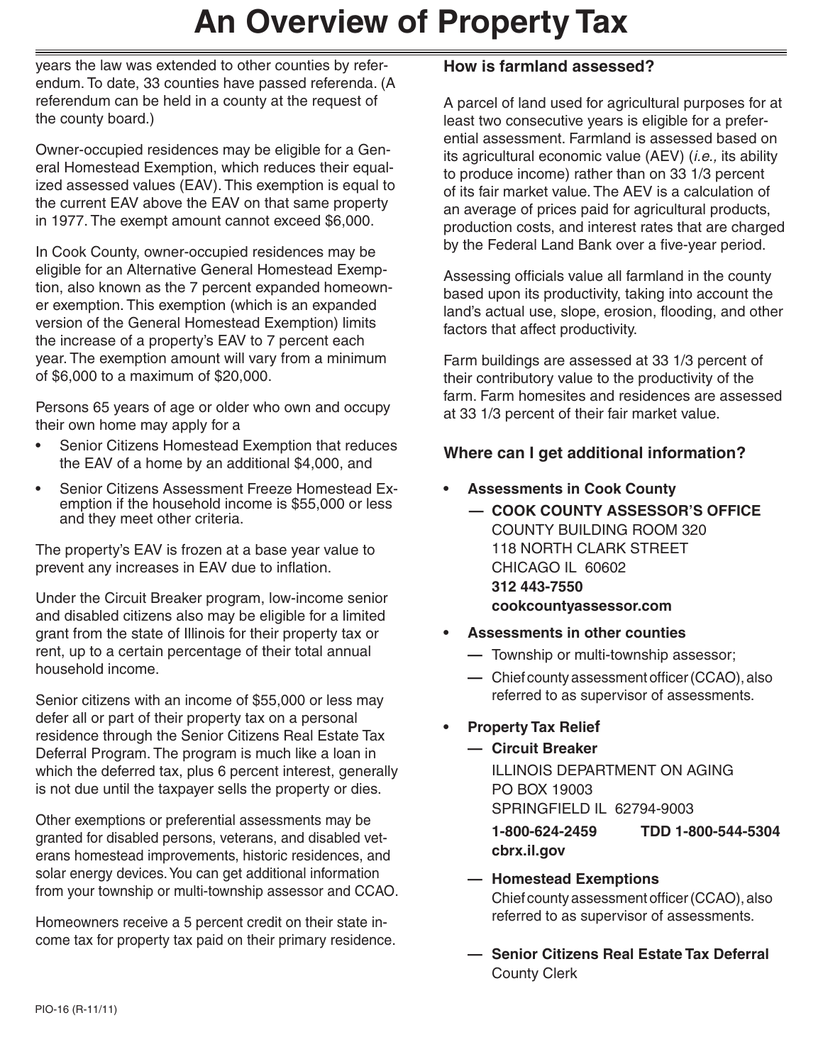years the law was extended to other counties by referendum. To date, 33 counties have passed referenda. (A referendum can be held in a county at the request of the county board.)

Owner-occupied residences may be eligible for a General Homestead Exemption, which reduces their equalized assessed values (EAV). This exemption is equal to the current EAV above the EAV on that same property in 1977. The exempt amount cannot exceed $6,000.

In Cook County, owner-occupied residences may be eligible for an Alternative General Homestead Exemption, also known as the 7 percent expanded homeowner exemption. This exemption (which is an expanded version of the General Homestead Exemption) limits the increase of a property's EAV to 7 percent each year. The exemption amount will vary from a minimum of $6,000 to a maximum of $20,000.

Persons 65 years of age or older who own and occupy their own home may apply for a

- Senior Citizens Homestead Exemption that reduces the EAV of a home by an additional $4,000, and
- Senior Citizens Assessment Freeze Homestead Exemption if the household income is $55,000 or less and they meet other criteria.

The property's EAV is frozen at a base year value to prevent any increases in EAV due to inflation.

Under the Circuit Breaker program, low-income senior and disabled citizens also may be eligible for a limited grant from the state of Illinois for their property tax or rent, up to a certain percentage of their total annual household income.

Senior citizens with an income of $55,000 or less may defer all or part of their property tax on a personal residence through the Senior Citizens Real Estate Tax Deferral Program. The program is much like a loan in which the deferred tax, plus 6 percent interest, generally is not due until the taxpayer sells the property or dies.

Other exemptions or preferential assessments may be granted for disabled persons, veterans, and disabled veterans homestead improvements, historic residences, and solar energy devices. You can get additional information from your township or multi-township assessor and CCAO.

Homeowners receive a 5 percent credit on their state income tax for property tax paid on their primary residence.

### How is farmland assessed?

A parcel of land used for agricultural purposes for at least two consecutive years is eligible for a preferential assessment. Farmland is assessed based on its agricultural economic value (AEV) (*i.e.,* its ability to produce income) rather than on 33 1/3 percent of its fair market value. The AEV is a calculation of an average of prices paid for agricultural products, production costs, and interest rates that are charged by the Federal Land Bank over a five-year period.

Assessing officials value all farmland in the county based upon its productivity, taking into account the land's actual use, slope, erosion, flooding, and other factors that affect productivity.

Farm buildings are assessed at 33 1/3 percent of their contributory value to the productivity of the farm. Farm homesites and residences are assessed at 33 1/3 percent of their fair market value.

### Where can I get additional information?

- **Assessments in Cook County**
  - **COOK COUNTY ASSESSOR'S OFFICE**
    COUNTY BUILDING ROOM 320
    118 NORTH CLARK STREET
    CHICAGO IL 60602
    **312 443-7550**
    **cookcountyassessor.com**
- **Assessments in other counties**
  - Township or multi-township assessor;
  - Chief county assessment officer (CCAO), also referred to as supervisor of assessments.
- **Property Tax Relief**
  - **Circuit Breaker**
    ILLINOIS DEPARTMENT ON AGING
    PO BOX 19003
    SPRINGFIELD IL 62794-9003
    **1-800-624-2459** **TDD 1-800-544-5304**
    **cbrx.il.gov**
  - **Homestead Exemptions**
    Chief county assessment officer (CCAO), also referred to as supervisor of assessments.
  - **Senior Citizens Real Estate Tax Deferral**
    County Clerk

PIO-16 (R-11/11)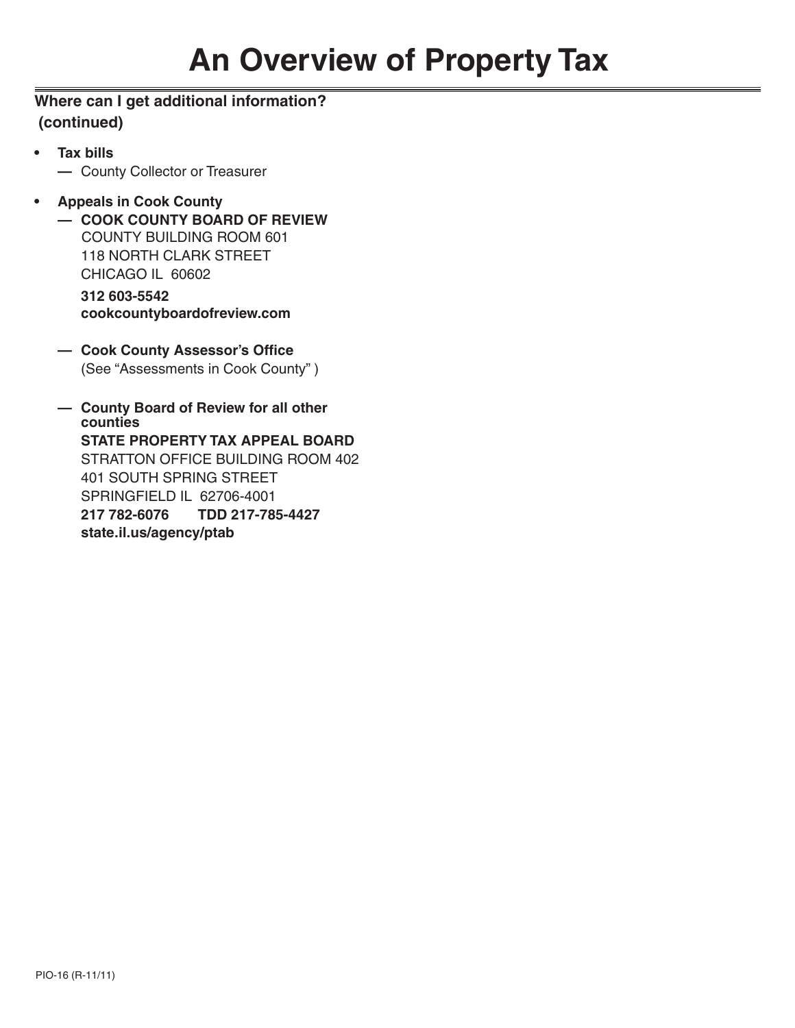# An Overview of Property Tax

**Where can I get additional information? (continued)**

- **Tax bills**
  - — County Collector or Treasurer

- **Appeals in Cook County**
  - — **COOK COUNTY BOARD OF REVIEW**
    COUNTY BUILDING ROOM 601
    118 NORTH CLARK STREET
    CHICAGO IL 60602

    **312 603-5542**
    **cookcountyboardofreview.com**

  - — **Cook County Assessor's Office**
    (See "Assessments in Cook County" )

  - — **County Board of Review for all other counties**
    **STATE PROPERTY TAX APPEAL BOARD**
    STRATTON OFFICE BUILDING ROOM 402
    401 SOUTH SPRING STREET
    SPRINGFIELD IL 62706-4001
    **217 782-6076 TDD 217-785-4427**
    **state.il.us/agency/ptab**

PIO-16 (R-11/11)